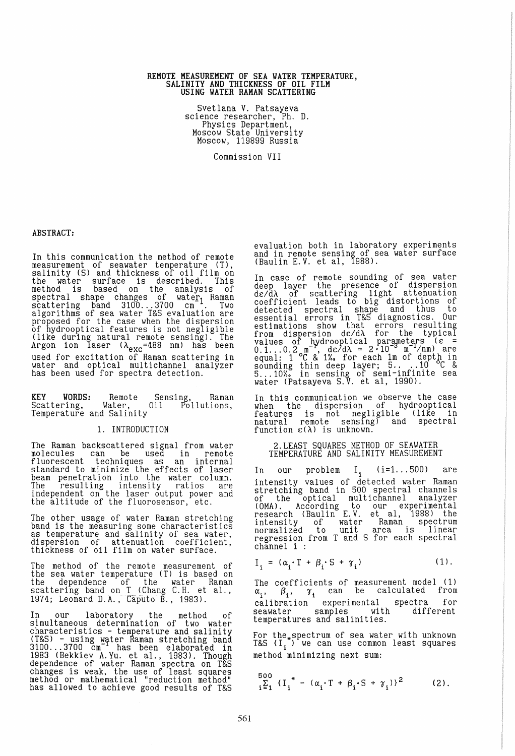# REMOTE MEASUREMENT OF SEA WATER TEMPERATURE, SALINITY AND THICKNESS OF OIL FILM USING WATER RAMAN SCATTERING

Svetlana V. Patsayeva
science researcher, Ph. D.
Physics Department,
Moscow State University
Moscow, 119899 Russia

Commission VII

## ABSTRACT:

In this communication the method of remote measurement of seawater temperature (T), salinity (S) and thickness of oil film on the water surface is described. This method is based on the analysis of spectral shape changes of water Raman scattering band 3100...3700 $cm^{-1}$. Two algorithms of sea water T&S evaluation are proposed for the case when the dispersion of hydrooptical features is not negligible (like during natural remote sensing). The Argon ion laser ($\lambda_{exc}$=488 nm) has been used for excitation of Raman scattering in water and optical multichannel analyzer has been used for spectra detection.

**KEY WORDS:** Remote Sensing, Raman Scattering, Water, Oil Pollutions, Temperature and Salinity

## 1. INTRODUCTION

The Raman backscattered signal from water molecules can be used in remote fluorescent techniques as an internal standard to minimize the effects of laser beam penetration into the water column. The resulting intensity ratios are independent on the laser output power and the altitude of the fluorosensor, etc.

The other usage of water Raman stretching band is the measuring some characteristics as temperature and salinity of sea water, dispersion of attenuation coefficient, thickness of oil film on water surface.

The method of the remote measurement of the sea water temperature (T) is based on the dependence of the water Raman scattering band on T (Chang C.H. et al., 1974; Leonard D.A., Caputo B., 1983).

In our laboratory the method of simultaneous determination of two water characteristics - temperature and salinity (T&S) - using water Raman stretching band 3100...3700 $cm^{-1}$ has been elaborated in 1983 (Bekkiev A.Yu. et al., 1983). Though dependence of water Raman spectra on T&S changes is weak, the use of least squares method or mathematical "reduction method" has allowed to achieve good results of T&S evaluation both in laboratory experiments and in remote sensing of sea water surface (Baulin E.V. et al, 1988).

In case of remote sounding of sea water deep layer the presence of dispersion $d\varepsilon/d\lambda$ of scattering light attenuation coefficient leads to big distortions of detected spectral shape and thus to essential errors in T&S diagnostics. Our estimations show that errors resulting from dispersion $d\varepsilon/d\lambda$ for the typical values of hydrooptical parameters ($\varepsilon$ = 0.1...0.2 $m^{-1}$, $d\varepsilon/d\lambda = 2\cdot10^{-3}$ $m^{-1}$/nm) are equal: 1 °C & 1‰ for each 1m of depth in sounding thin deep layer; 5.. ..10 °C & 5...10‰ in sensing of semi-infinite sea water (Patsayeva S.V. et al, 1990).

In this communication we observe the case when the dispersion of hydrooptical features is not negligible (like in natural remote sensing) and spectral function $\varepsilon(\lambda)$ is unknown.

## 2. LEAST SQUARES METHOD OF SEAWATER TEMPERATURE AND SALINITY MEASUREMENT

In our problem $I_i$ (i=1...500) are intensity values of detected water Raman stretching band in 500 spectral channels of the optical multichannel analyzer (OMA). According to our experimental research (Baulin E.V. et al, 1988) the intensity of water Raman spectrum normalized to unit area is linear regression from T and S for each spectral channel i :

$$I_i = (\alpha_i \cdot T + \beta_i \cdot S + \gamma_i) \qquad (1).$$

The coefficients of measurement model (1) $\alpha_i$, $\beta_i$, $\gamma_i$ can be calculated from calibration experimental spectra for seawater samples with different temperatures and salinities.

For the spectrum of sea water with unknown T&S $\{I_i^*\}$ we can use common least squares method minimizing next sum:

$$\sum_{i=1}^{500} \{I_i^* - (\alpha_i \cdot T + \beta_i \cdot S + \gamma_i)\}^2 \qquad (2).$$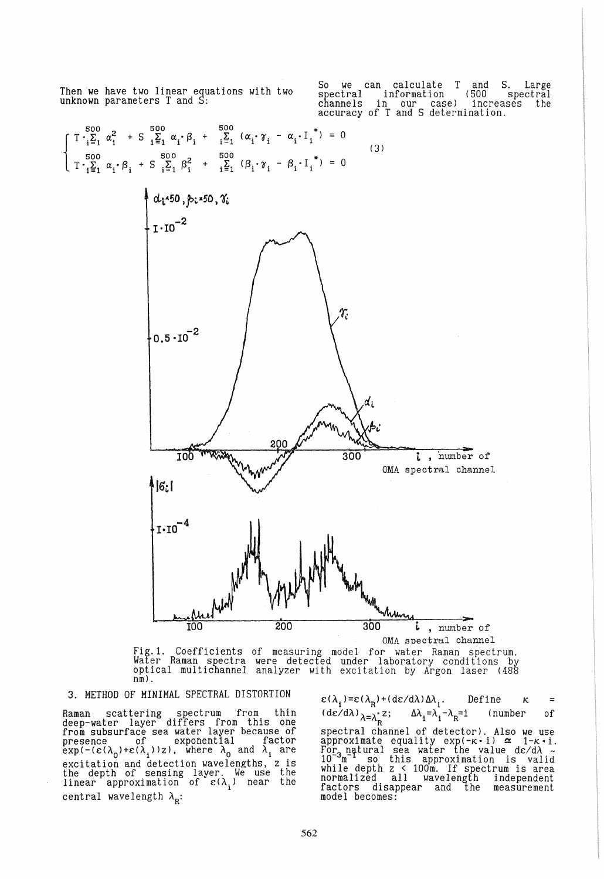Then we have two linear equations with two unknown parameters T and S:

$$\begin{cases} T\cdot\sum_{i=1}^{500} \alpha_i^2 + S\sum_{i=1}^{500} \alpha_i\cdot\beta_i + \sum_{i=1}^{500} (\alpha_i\cdot\gamma_i - \alpha_i\cdot I_i^*) = 0 \\ T\cdot\sum_{i=1}^{500} \alpha_i\cdot\beta_i + S\sum_{i=1}^{500} \beta_i^2 + \sum_{i=1}^{500} (\beta_i\cdot\gamma_i - \beta_i\cdot I_i^*) = 0 \end{cases} \quad (3)$$

So we can calculate T and S. Large spectral information (500 spectral channels in our case) increases the accuracy of T and S determination.

Fig.1. Coefficients of measuring model for water Raman spectrum. Water Raman spectra were detected under laboratory conditions by optical multichannel analyzer with excitation by Argon laser (488 nm).

## 3. METHOD OF MINIMAL SPECTRAL DISTORTION

Raman scattering spectrum from thin deep-water layer differs from this one from subsurface sea water layer because of presence of exponential factor $\exp(-(\varepsilon(\lambda_0)+\varepsilon(\lambda_i))z)$, where $\lambda_0$ and $\lambda_i$ are excitation and detection wavelengths, z is the depth of sensing layer. We use the linear approximation of $\varepsilon(\lambda_i)$ near the central wavelength $\lambda_R$:

$\varepsilon(\lambda_i)=\varepsilon(\lambda_R)+(d\varepsilon/d\lambda)\Delta\lambda_i$. Define $\kappa = (d\varepsilon/d\lambda)_{\lambda=\lambda_R}\cdot z$; $\Delta\lambda_i=\lambda_i-\lambda_R=i$ (number of spectral channel of detector). Also we use approximate equality $\exp(-\kappa\cdot i) \simeq 1-\kappa\cdot i$. For natural sea water the value $d\varepsilon/d\lambda \sim 10^{-3} m^{-1}$ so this approximation is valid while depth $z < 100m$. If spectrum is area normalized all wavelength independent factors disappear and the measurement model becomes: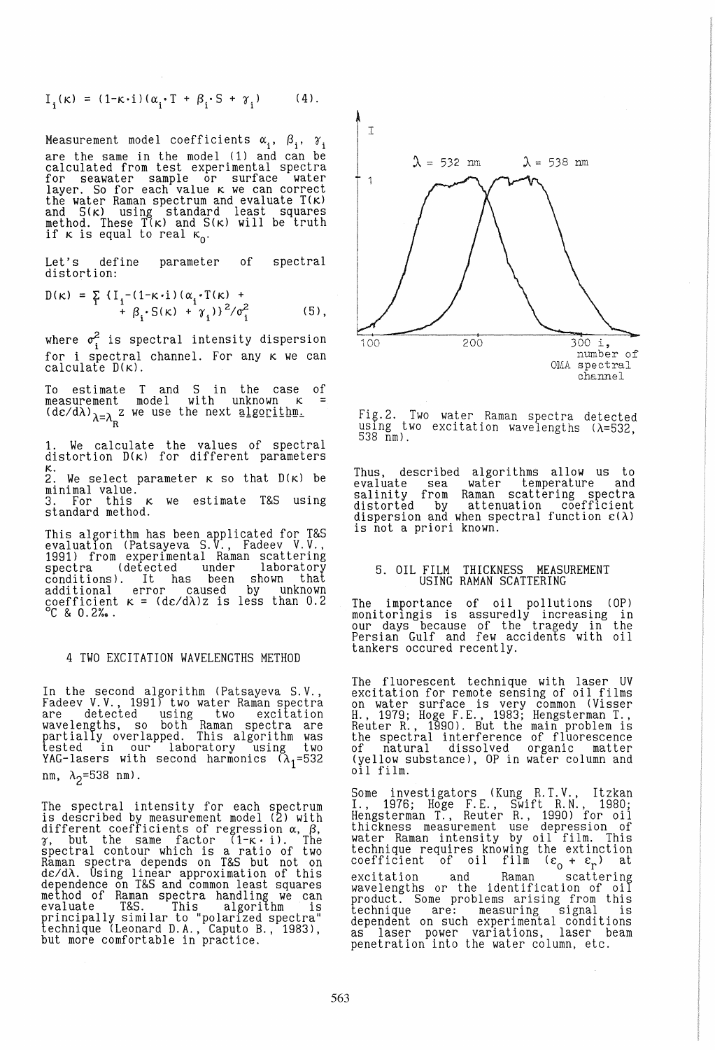$$I_i(\kappa) = (1-\kappa\cdot i)(\alpha_i\cdot T + \beta_i\cdot S + \gamma_i) \qquad (4).$$

Measurement model coefficients $\alpha_i$, $\beta_i$, $\gamma_i$ are the same in the model (1) and can be calculated from test experimental spectra for seawater sample or surface water layer. So for each value $\kappa$ we can correct the water Raman spectrum and evaluate $T(\kappa)$ and $S(\kappa)$ using standard least squares method. These $T(\kappa)$ and $S(\kappa)$ will be truth if $\kappa$ is equal to real $\kappa_0$.

Let's define parameter of spectral distortion:

$$D(\kappa) = \sum_i \{I_i-(1-\kappa\cdot i)(\alpha_i\cdot T(\kappa) + \beta_i\cdot S(\kappa) + \gamma_i)\}^2/\sigma_i^2 \qquad (5),$$

where $\sigma_i^2$ is spectral intensity dispersion for i spectral channel. For any $\kappa$ we can calculate $D(\kappa)$.

To estimate T and S in the case of measurement model with unknown $\kappa = (d\varepsilon/d\lambda)_{\lambda=\lambda_R} z$ we use the next algorithm.

1. We calculate the values of spectral distortion $D(\kappa)$ for different parameters $\kappa$.
2. We select parameter $\kappa$ so that $D(\kappa)$ be minimal value.
3. For this $\kappa$ we estimate T&S using standard method.

This algorithm has been applicated for T&S evaluation (Patsayeva S.V., Fadeev V.V., 1991) from experimental Raman scattering spectra (detected under laboratory conditions). It has been shown that additional error caused by unknown coefficient $\kappa = (d\varepsilon/d\lambda)z$ is less than 0.2 °C & 0.2‰.

## 4 TWO EXCITATION WAVELENGTHS METHOD

In the second algorithm (Patsayeva S.V., Fadeev V.V., 1991) two water Raman spectra are detected using two excitation wavelengths, so both Raman spectra are partially overlapped. This algorithm was tested in our laboratory using two YAG-lasers with second harmonics ($\lambda_1$=532 nm, $\lambda_2$=538 nm).

The spectral intensity for each spectrum is described by measurement model (2) with different coefficients of regression $\alpha$, $\beta$, $\gamma$, but the same factor $(1-\kappa\cdot i)$. The spectral contour which is a ratio of two Raman spectra depends on T&S but not on $d\varepsilon/d\lambda$. Using linear approximation of this dependence on T&S and common least squares method of Raman spectra handling we can evaluate T&S. This algorithm is principally similar to "polarized spectra" technique (Leonard D.A., Caputo B., 1983), but more comfortable in practice.

Fig.2. Two water Raman spectra detected using two excitation wavelengths ($\lambda$=532, 538 nm).

Thus, described algorithms allow us to evaluate sea water temperature and salinity from Raman scattering spectra distorted by attenuation coefficient dispersion and when spectral function $\varepsilon(\lambda)$ is not a priori known.

## 5. OIL FILM THICKNESS MEASUREMENT USING RAMAN SCATTERING

The importance of oil pollutions (OP) monitoringis is assuredly increasing in our days because of the tragedy in the Persian Gulf and few accidents with oil tankers occured recently.

The fluorescent technique with laser UV excitation for remote sensing of oil films on water surface is very common (Visser H., 1979; Hoge F.E., 1983; Hengsterman T., Reuter R., 1990). But the main problem is the spectral interference of fluorescence of natural dissolved organic matter (yellow substance), OP in water column and oil film.

Some investigators (Kung R.T.V., Itzkan I., 1976; Hoge F.E., Swift R.N., 1980; Hengsterman T., Reuter R., 1990) for oil thickness measurement use depression of water Raman intensity by oil film. This technique requires knowing the extinction coefficient of oil film $(\varepsilon_0 + \varepsilon_r)$ at excitation and Raman scattering wavelengths or the identification of oil product. Some problems arising from this technique are: measuring signal is dependent on such experimental conditions as laser power variations, laser beam penetration into the water column, etc.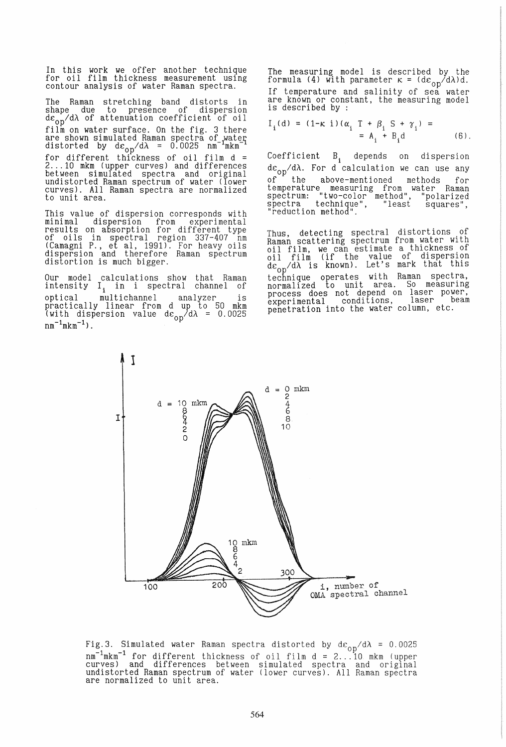In this work we offer another technique for oil film thickness measurement using contour analysis of water Raman spectra.

The Raman stretching band distorts in shape due to presence of dispersion $d\varepsilon_{op}/d\lambda$ of attenuation coefficient of oil film on water surface. On the fig. 3 there are shown simulated Raman spectra of water distorted by $d\varepsilon_{op}/d\lambda$ = 0.0025 $nm^{-1}mkm^{-1}$ for different thickness of oil film d = 2...10 mkm (upper curves) and differences between simulated spectra and original undistorted Raman spectrum of water (lower curves). All Raman spectra are normalized to unit area.

This value of dispersion corresponds with minimal dispersion from experimental results on absorption for different type of oils in spectral region 337-407 nm (Camagni P., et al, 1991). For heavy oils dispersion and therefore Raman spectrum distortion is much bigger.

Our model calculations show that Raman intensity $I_i$ in i spectral channel of optical multichannel analyzer is practically linear from d up to 50 mkm (with dispersion value $d\varepsilon_{op}/d\lambda$ = 0.0025 $nm^{-1}mkm^{-1}$).

The measuring model is described by the formula (4) with parameter $\kappa = (d\varepsilon_{op}/d\lambda)d$. If temperature and salinity of sea water are known or constant, the measuring model is described by :

$$I_i(d) = (1-\kappa\ i)(\alpha_i\ T + \beta_i\ S + \gamma_i) = A_i + B_i d \qquad (6).$$

Coefficient $B_i$ depends on dispersion $d\varepsilon_{op}/d\lambda$. For d calculation we can use any of the above-mentioned methods for temperature measuring from water Raman spectrum: "two-color method", "polarized spectra technique", "least squares", "reduction method".

Thus, detecting spectral distortions of Raman scattering spectrum from water with oil film, we can estimate a thickness of oil film (if the value of dispersion $d\varepsilon_{op}/d\lambda$ is known). Let's mark that this technique operates with Raman spectra, normalized to unit area. So measuring process does not depend on laser power, experimental conditions, laser beam penetration into the water column, etc.

Fig.3. Simulated water Raman spectra distorted by $d\varepsilon_{op}/d\lambda$ = 0.0025 $nm^{-1}mkm^{-1}$ for different thickness of oil film d = 2...10 mkm (upper curves) and differences between simulated spectra and original undistorted Raman spectrum of water (lower curves). All Raman spectra are normalized to unit area.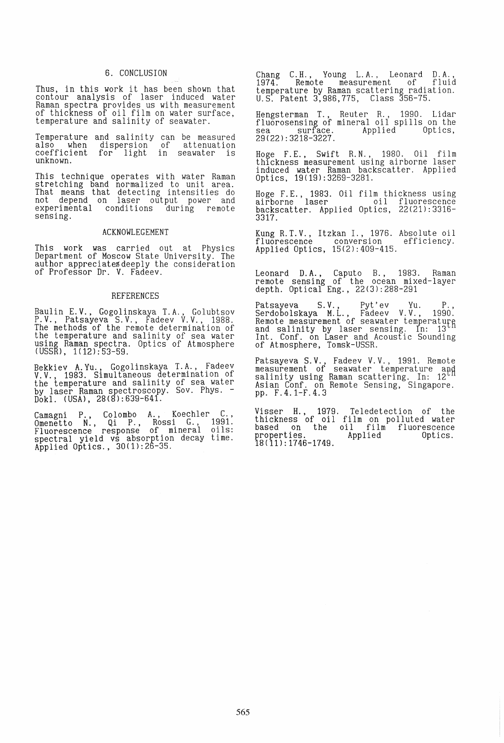## 6. CONCLUSION

Thus, in this work it has been shown that contour analysis of laser induced water Raman spectra provides us with measurement of thickness of oil film on water surface, temperature and salinity of seawater.

Temperature and salinity can be measured also when dispersion of attenuation coefficient for light in seawater is unknown.

This technique operates with water Raman stretching band normalized to unit area. That means that detecting intensities do not depend on laser output power and experimental conditions during remote sensing.

## ACKNOWLEGEMENT

This work was carried out at Physics Department of Moscow State University. The author appreciates deeply the consideration of Professor Dr. V. Fadeev.

## REFERENCES

Baulin E.V., Gogolinskaya T.A., Golubtsov P.V., Patsayeva S.V., Fadeev V.V., 1988. The methods of the remote determination of the temperature and salinity of sea water using Raman spectra. Optics of Atmosphere (USSR), 1(12):53-59.

Bekkiev A.Yu., Gogolinskaya T.A., Fadeev V.V., 1983. Simultaneous determination of the temperature and salinity of sea water by laser Raman spectroscopy. Sov. Phys. - Dokl. (USA), 28(8):639-641.

Camagni P., Colombo A., Koechler C., Omenetto N., Qi P., Rossi G., 1991. Fluorescence response of mineral oils: spectral yield vs absorption decay time. Applied Optics., 30(1):26-35.

Chang C.H., Young L.A., Leonard D.A., 1974. Remote measurement of fluid temperature by Raman scattering radiation. U.S. Patent 3,986,775, Class 356-75.

Hengsterman T., Reuter R., 1990. Lidar fluorosensing of mineral oil spills on the sea surface. Applied Optics, 29(22):3218-3227.

Hoge F.E., Swift R.N., 1980. Oil film thickness measurement using airborne laser induced water Raman backscatter. Applied Optics, 19(19):3269-3281.

Hoge F.E., 1983. Oil film thickness using airborne laser oil fluorescence backscatter. Applied Optics, 22(21):3316-3317.

Kung R.T.V., Itzkan I., 1976. Absolute oil fluorescence conversion efficiency. Applied Optics, 15(2):409-415.

Leonard D.A., Caputo B., 1983. Raman remote sensing of the ocean mixed-layer depth. Optical Eng., 22(3):288-291

Patsayeva S.V., Pyt'ev Yu. P., Serdobolskaya M.L., Fadeev V.V., 1990. Remote measurement of seawater temperature and salinity by laser sensing. In: 13th Int. Conf. on Laser and Acoustic Sounding of Atmosphere, Tomsk-USSR.

Patsayeva S.V., Fadeev V.V., 1991. Remote measurement of seawater temperature and salinity using Raman scattering. In: 12th Asian Conf. on Remote Sensing, Singapore. pp. F.4.1-F.4.3

Visser H., 1979. Teledetection of the thickness of oil film on polluted water based on the oil film fluorescence properties. Applied Optics. 18(11):1746-1749.